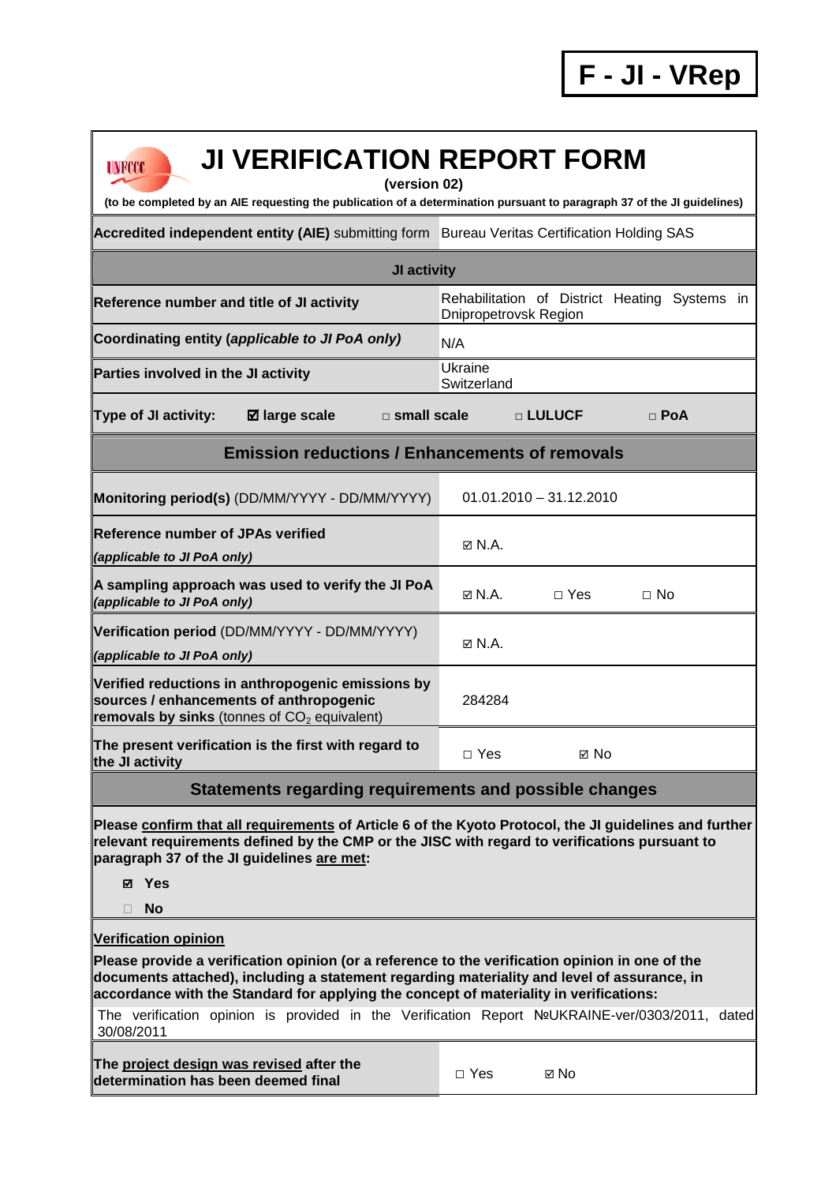**F - JI - VRep**

# JI VERIFICATION REPORT FORM

**(version 02)**

**(to be completed by an AIE requesting the publication of a determination pursuant to paragraph 37 of the JI guidelines)**

| | |
|---|---|
| **Accredited independent entity (AIE)** submitting form | Bureau Veritas Certification Holding SAS |
| **JI activity** | |
| **Reference number and title of JI activity** | Rehabilitation of District Heating Systems in Dnipropetrovsk Region |
| **Coordinating entity (*applicable to JI PoA only*)** | N/A |
| **Parties involved in the JI activity** | Ukraine<br>Switzerland |
| **Type of JI activity:** ☑ **large scale** □ **small scale** □ **LULUCF** □ **PoA** | |
| **Emission reductions / Enhancements of removals** | |
| **Monitoring period(s)** (DD/MM/YYYY - DD/MM/YYYY) | 01.01.2010 – 31.12.2010 |
| **Reference number of JPAs verified**<br>***(applicable to JI PoA only)*** | ☑ N.A. |
| **A sampling approach was used to verify the JI PoA *(applicable to JI PoA only)*** | ☑ N.A. □ Yes □ No |
| **Verification period** (DD/MM/YYYY - DD/MM/YYYY)<br>***(applicable to JI PoA only)*** | ☑ N.A. |
| **Verified reductions in anthropogenic emissions by sources / enhancements of anthropogenic removals by sinks** (tonnes of $CO_2$ equivalent) | 284284 |
| **The present verification is the first with regard to the JI activity** | □ Yes ☑ No |

## Statements regarding requirements and possible changes

**Please confirm that all requirements of Article 6 of the Kyoto Protocol, the JI guidelines and further relevant requirements defined by the CMP or the JISC with regard to verifications pursuant to paragraph 37 of the JI guidelines are met:**

☑ **Yes**

□ **No**

**Verification opinion**

**Please provide a verification opinion (or a reference to the verification opinion in one of the documents attached), including a statement regarding materiality and level of assurance, in accordance with the Standard for applying the concept of materiality in verifications:**

The verification opinion is provided in the Verification Report №UKRAINE-ver/0303/2011, dated 30/08/2011

| | |
|---|---|
| **The project design was revised after the determination has been deemed final** | □ Yes ☑ No |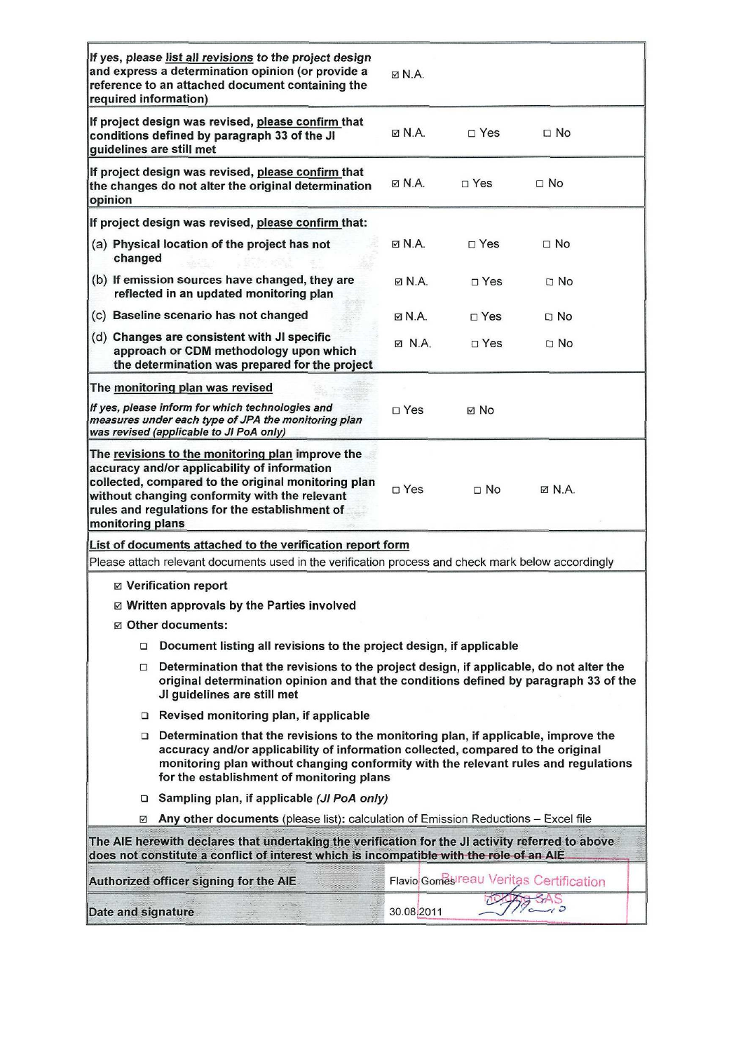| | | | |
|---|---|---|---|
| *If yes, please list all revisions to the project design and express a determination opinion (or provide a reference to an attached document containing the required information)* | ☑ N.A. | | |
| If project design was revised, please confirm that conditions defined by paragraph 33 of the JI guidelines are still met | ☑ N.A. | □ Yes | □ No |
| If project design was revised, please confirm that the changes do not alter the original determination opinion | ☑ N.A. | □ Yes | □ No |
| If project design was revised, please confirm that: | | | |
| (a) Physical location of the project has not changed | ☑ N.A. | □ Yes | □ No |
| (b) If emission sources have changed, they are reflected in an updated monitoring plan | ☑ N.A. | □ Yes | □ No |
| (c) Baseline scenario has not changed | ☑ N.A. | □ Yes | □ No |
| (d) Changes are consistent with JI specific approach or CDM methodology upon which the determination was prepared for the project | ☑ N.A. | □ Yes | □ No |
| The monitoring plan was revised <br> *If yes, please inform for which technologies and measures under each type of JPA the monitoring plan was revised (applicable to JI PoA only)* | □ Yes | ☑ No | |
| The revisions to the monitoring plan improve the accuracy and/or applicability of information collected, compared to the original monitoring plan without changing conformity with the relevant rules and regulations for the establishment of monitoring plans | □ Yes | □ No | ☑ N.A. |

**List of documents attached to the verification report form**

Please attach relevant documents used in the verification process and check mark below accordingly

- ☑ Verification report
- ☑ Written approvals by the Parties involved
- ☑ Other documents:
  - □ Document listing all revisions to the project design, if applicable
  - □ Determination that the revisions to the project design, if applicable, do not alter the original determination opinion and that the conditions defined by paragraph 33 of the JI guidelines are still met
  - □ Revised monitoring plan, if applicable
  - □ Determination that the revisions to the monitoring plan, if applicable, improve the accuracy and/or applicability of information collected, compared to the original monitoring plan without changing conformity with the relevant rules and regulations for the establishment of monitoring plans
  - □ Sampling plan, if applicable *(JI PoA only)*
  - ☑ Any other documents (please list): calculation of Emission Reductions – Excel file

The AIE herewith declares that undertaking the verification for the JI activity referred to above does not constitute a conflict of interest which is incompatible with the role of an AIE

| | |
|---|---|
| Authorized officer signing for the AIE | Flavio Gomes Bureau Veritas Certification Holding SAS |
| Date and signature | 30.08.2011 |